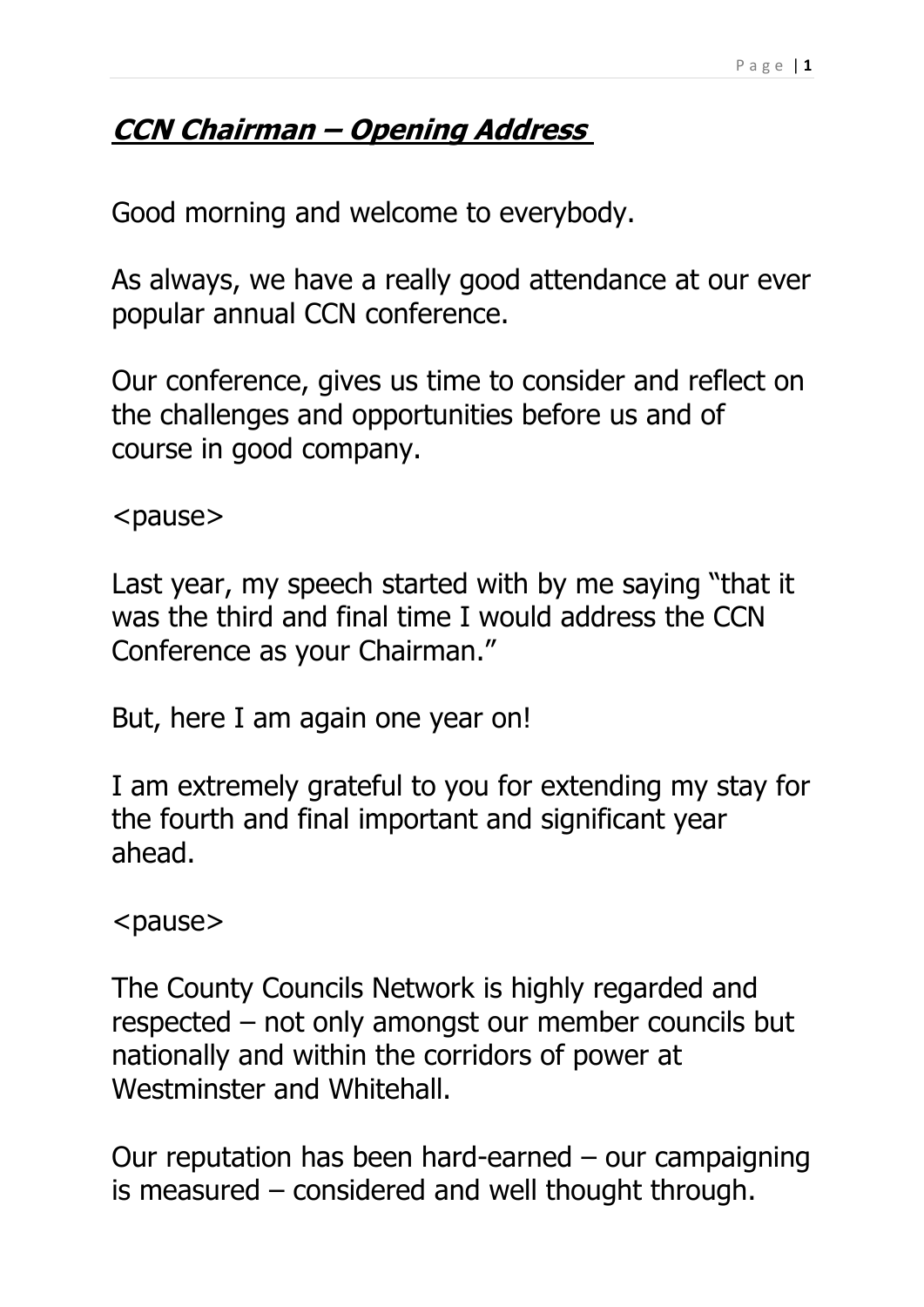# ***CCN Chairman – Opening Address***

Good morning and welcome to everybody.

As always, we have a really good attendance at our ever popular annual CCN conference.

Our conference, gives us time to consider and reflect on the challenges and opportunities before us and of course in good company.

<pause>

Last year, my speech started with by me saying "that it was the third and final time I would address the CCN Conference as your Chairman."

But, here I am again one year on!

I am extremely grateful to you for extending my stay for the fourth and final important and significant year ahead.

<pause>

The County Councils Network is highly regarded and respected – not only amongst our member councils but nationally and within the corridors of power at Westminster and Whitehall.

Our reputation has been hard-earned – our campaigning is measured – considered and well thought through.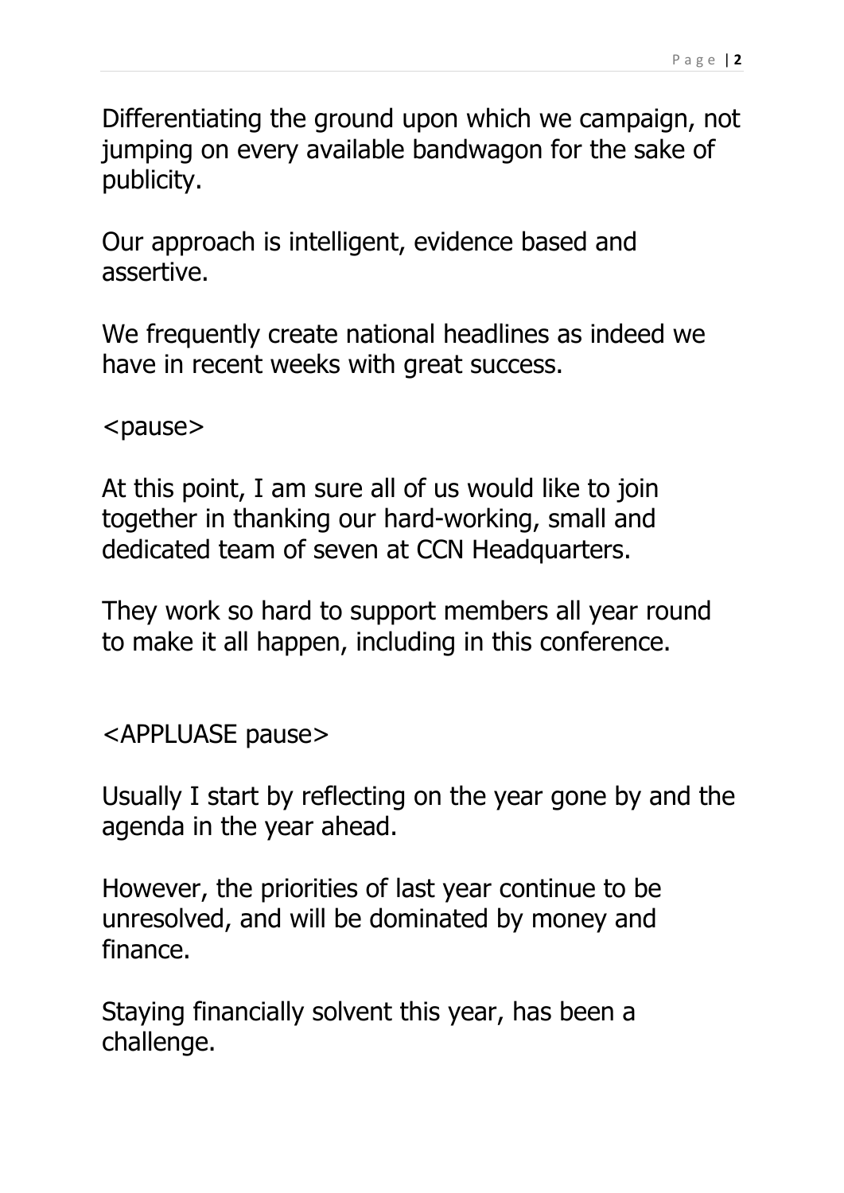Differentiating the ground upon which we campaign, not jumping on every available bandwagon for the sake of publicity.

Our approach is intelligent, evidence based and assertive.

We frequently create national headlines as indeed we have in recent weeks with great success.

<pause>

At this point, I am sure all of us would like to join together in thanking our hard-working, small and dedicated team of seven at CCN Headquarters.

They work so hard to support members all year round to make it all happen, including in this conference.

<APPLUASE pause>

Usually I start by reflecting on the year gone by and the agenda in the year ahead.

However, the priorities of last year continue to be unresolved, and will be dominated by money and finance.

Staying financially solvent this year, has been a challenge.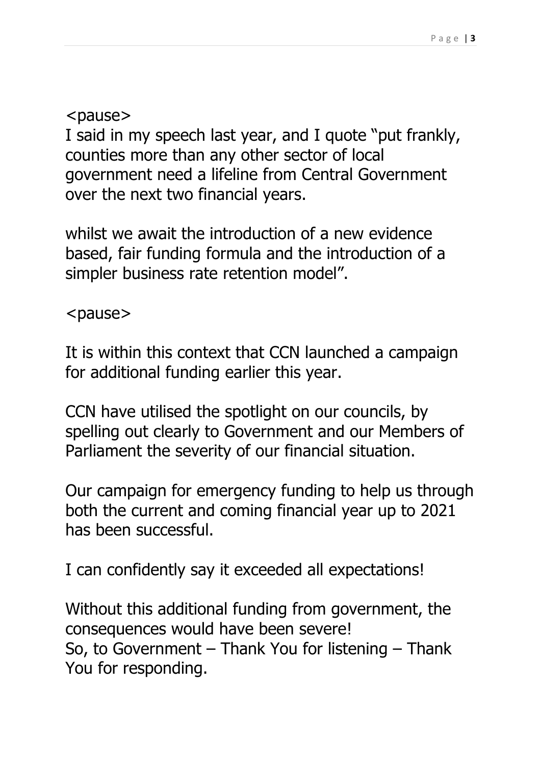<pause>

I said in my speech last year, and I quote "put frankly, counties more than any other sector of local government need a lifeline from Central Government over the next two financial years.

whilst we await the introduction of a new evidence based, fair funding formula and the introduction of a simpler business rate retention model".

<pause>

It is within this context that CCN launched a campaign for additional funding earlier this year.

CCN have utilised the spotlight on our councils, by spelling out clearly to Government and our Members of Parliament the severity of our financial situation.

Our campaign for emergency funding to help us through both the current and coming financial year up to 2021 has been successful.

I can confidently say it exceeded all expectations!

Without this additional funding from government, the consequences would have been severe!
So, to Government – Thank You for listening – Thank You for responding.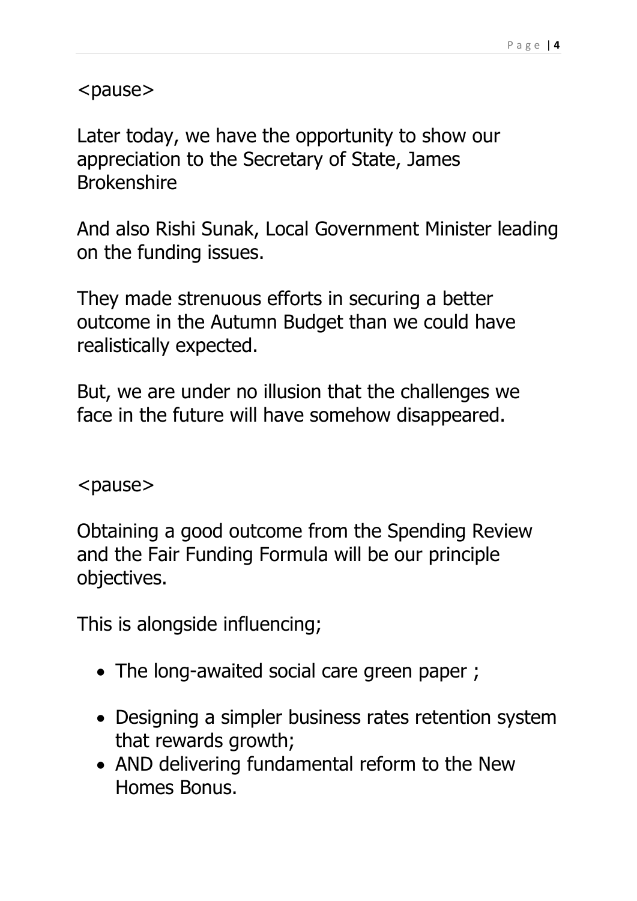<pause>

Later today, we have the opportunity to show our appreciation to the Secretary of State, James Brokenshire

And also Rishi Sunak, Local Government Minister leading on the funding issues.

They made strenuous efforts in securing a better outcome in the Autumn Budget than we could have realistically expected.

But, we are under no illusion that the challenges we face in the future will have somehow disappeared.

<pause>

Obtaining a good outcome from the Spending Review and the Fair Funding Formula will be our principle objectives.

This is alongside influencing;

- The long-awaited social care green paper ;
- Designing a simpler business rates retention system that rewards growth;
- AND delivering fundamental reform to the New Homes Bonus.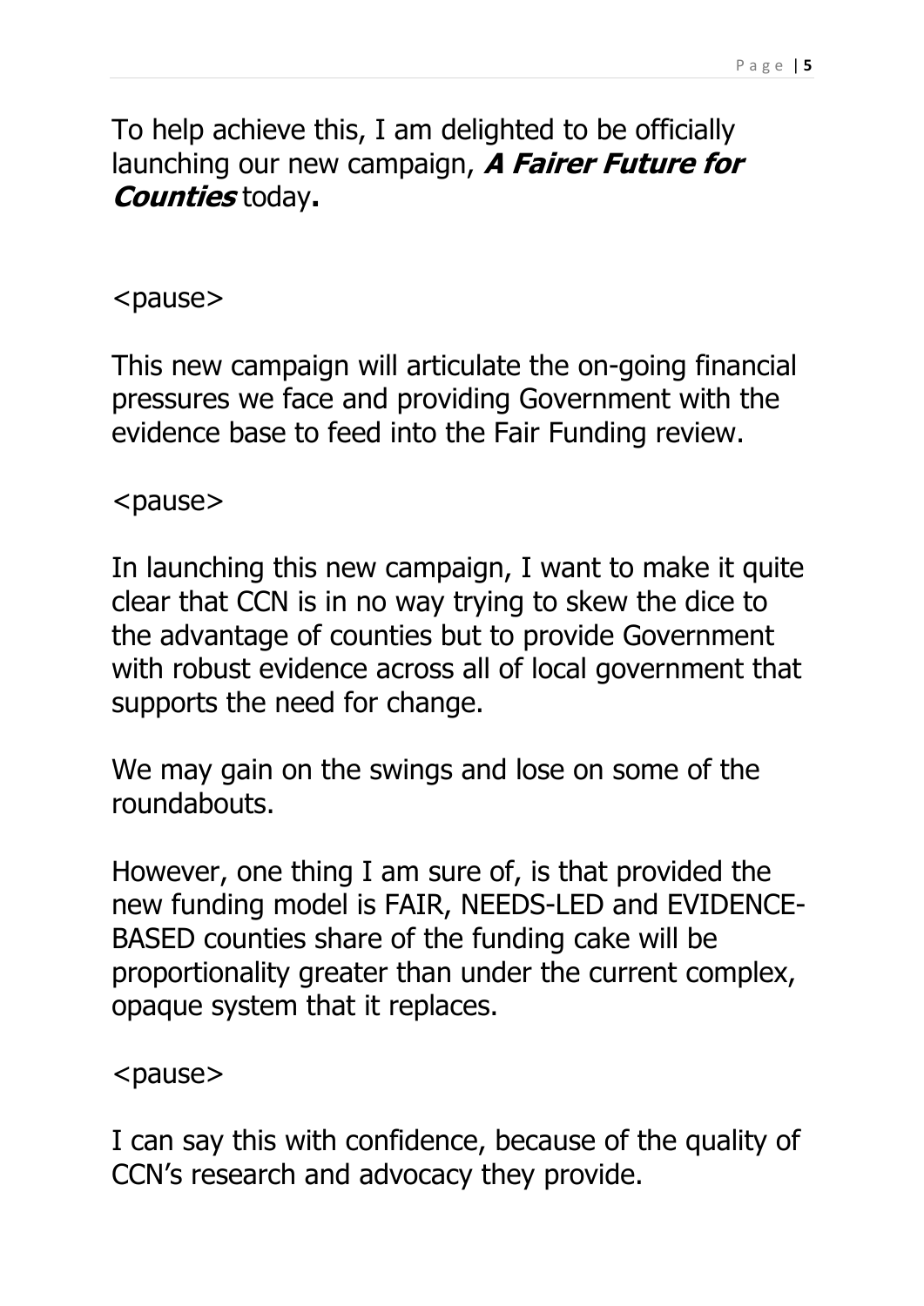To help achieve this, I am delighted to be officially launching our new campaign, ***A Fairer Future for Counties*** today**.**

<pause>

This new campaign will articulate the on-going financial pressures we face and providing Government with the evidence base to feed into the Fair Funding review.

<pause>

In launching this new campaign, I want to make it quite clear that CCN is in no way trying to skew the dice to the advantage of counties but to provide Government with robust evidence across all of local government that supports the need for change.

We may gain on the swings and lose on some of the roundabouts.

However, one thing I am sure of, is that provided the new funding model is FAIR, NEEDS-LED and EVIDENCE-BASED counties share of the funding cake will be proportionality greater than under the current complex, opaque system that it replaces.

<pause>

I can say this with confidence, because of the quality of CCN's research and advocacy they provide.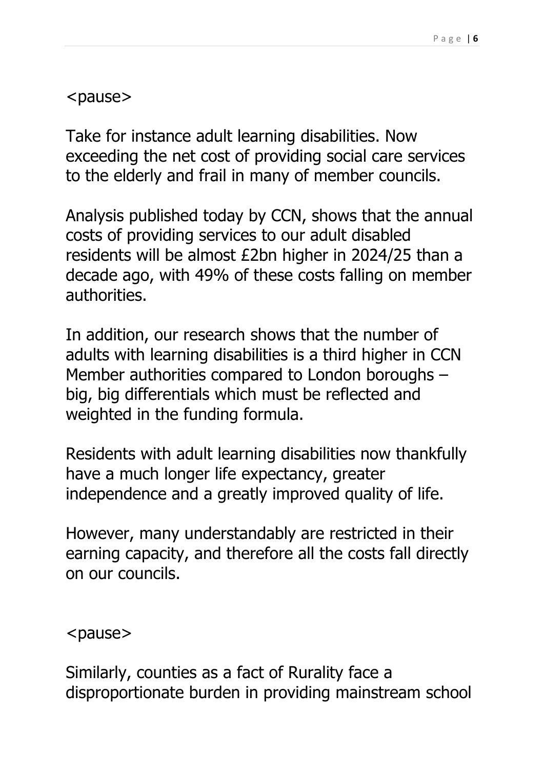<pause>

Take for instance adult learning disabilities. Now exceeding the net cost of providing social care services to the elderly and frail in many of member councils.

Analysis published today by CCN, shows that the annual costs of providing services to our adult disabled residents will be almost £2bn higher in 2024/25 than a decade ago, with 49% of these costs falling on member authorities.

In addition, our research shows that the number of adults with learning disabilities is a third higher in CCN Member authorities compared to London boroughs – big, big differentials which must be reflected and weighted in the funding formula.

Residents with adult learning disabilities now thankfully have a much longer life expectancy, greater independence and a greatly improved quality of life.

However, many understandably are restricted in their earning capacity, and therefore all the costs fall directly on our councils.

<pause>

Similarly, counties as a fact of Rurality face a disproportionate burden in providing mainstream school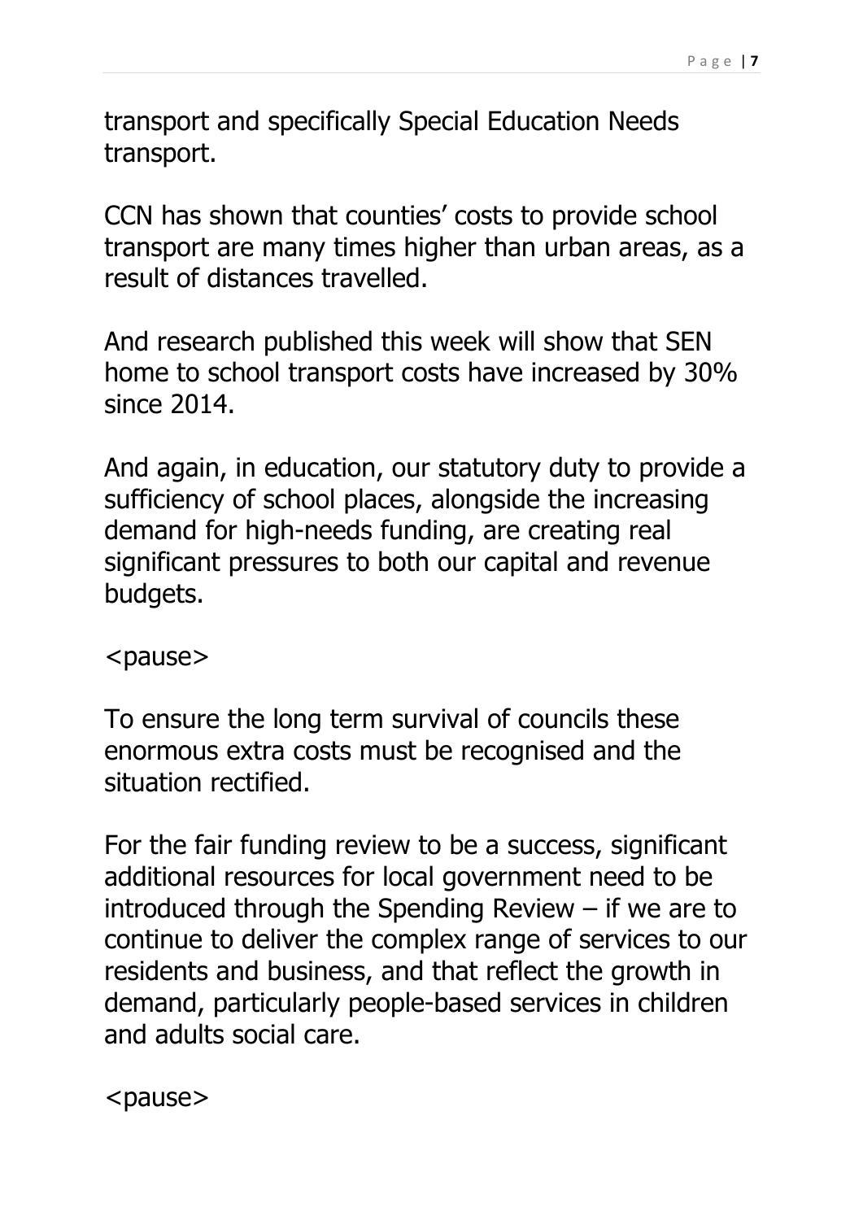transport and specifically Special Education Needs transport.

CCN has shown that counties' costs to provide school transport are many times higher than urban areas, as a result of distances travelled.

And research published this week will show that SEN home to school transport costs have increased by 30% since 2014.

And again, in education, our statutory duty to provide a sufficiency of school places, alongside the increasing demand for high-needs funding, are creating real significant pressures to both our capital and revenue budgets.

<pause>

To ensure the long term survival of councils these enormous extra costs must be recognised and the situation rectified.

For the fair funding review to be a success, significant additional resources for local government need to be introduced through the Spending Review – if we are to continue to deliver the complex range of services to our residents and business, and that reflect the growth in demand, particularly people-based services in children and adults social care.

<pause>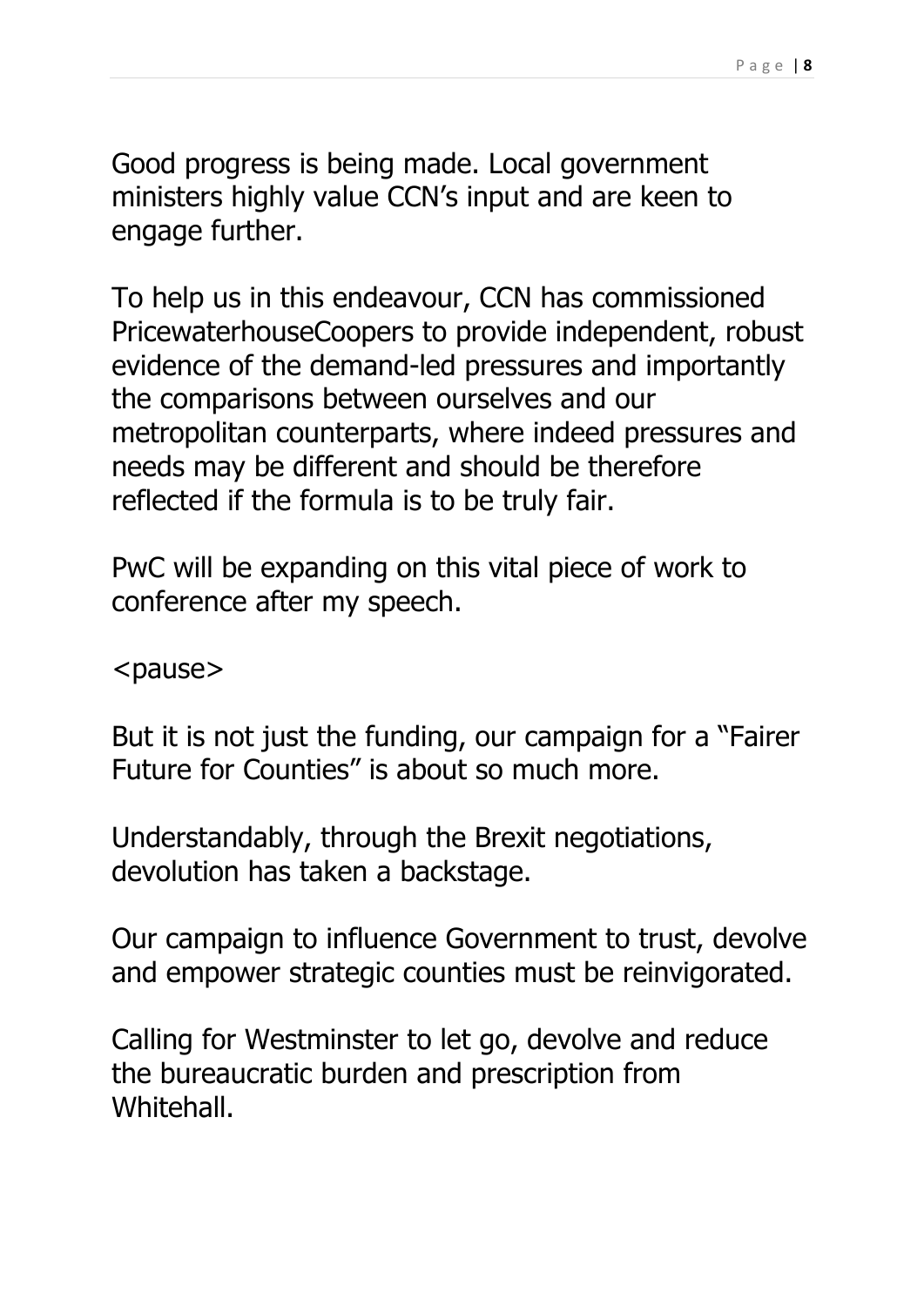Good progress is being made. Local government ministers highly value CCN's input and are keen to engage further.

To help us in this endeavour, CCN has commissioned PricewaterhouseCoopers to provide independent, robust evidence of the demand-led pressures and importantly the comparisons between ourselves and our metropolitan counterparts, where indeed pressures and needs may be different and should be therefore reflected if the formula is to be truly fair.

PwC will be expanding on this vital piece of work to conference after my speech.

<pause>

But it is not just the funding, our campaign for a "Fairer Future for Counties" is about so much more.

Understandably, through the Brexit negotiations, devolution has taken a backstage.

Our campaign to influence Government to trust, devolve and empower strategic counties must be reinvigorated.

Calling for Westminster to let go, devolve and reduce the bureaucratic burden and prescription from Whitehall.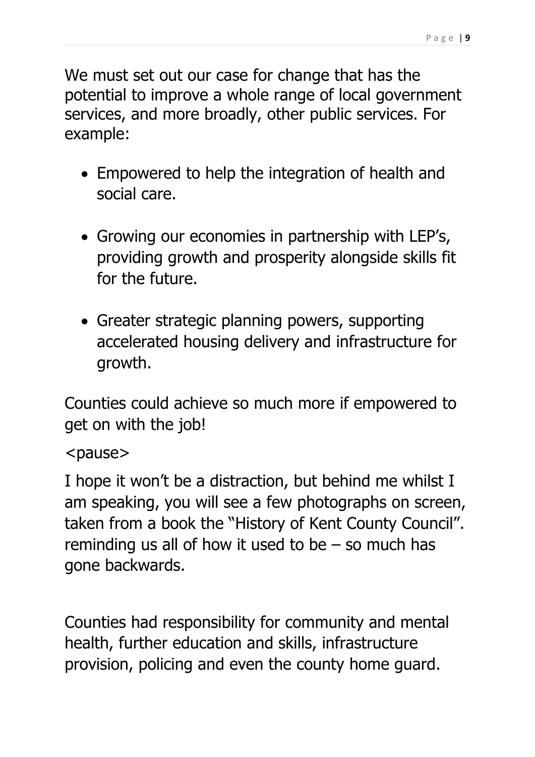We must set out our case for change that has the potential to improve a whole range of local government services, and more broadly, other public services. For example:

- Empowered to help the integration of health and social care.
- Growing our economies in partnership with LEP's, providing growth and prosperity alongside skills fit for the future.
- Greater strategic planning powers, supporting accelerated housing delivery and infrastructure for growth.

Counties could achieve so much more if empowered to get on with the job!

<pause>

I hope it won't be a distraction, but behind me whilst I am speaking, you will see a few photographs on screen, taken from a book the "History of Kent County Council". reminding us all of how it used to be – so much has gone backwards.

Counties had responsibility for community and mental health, further education and skills, infrastructure provision, policing and even the county home guard.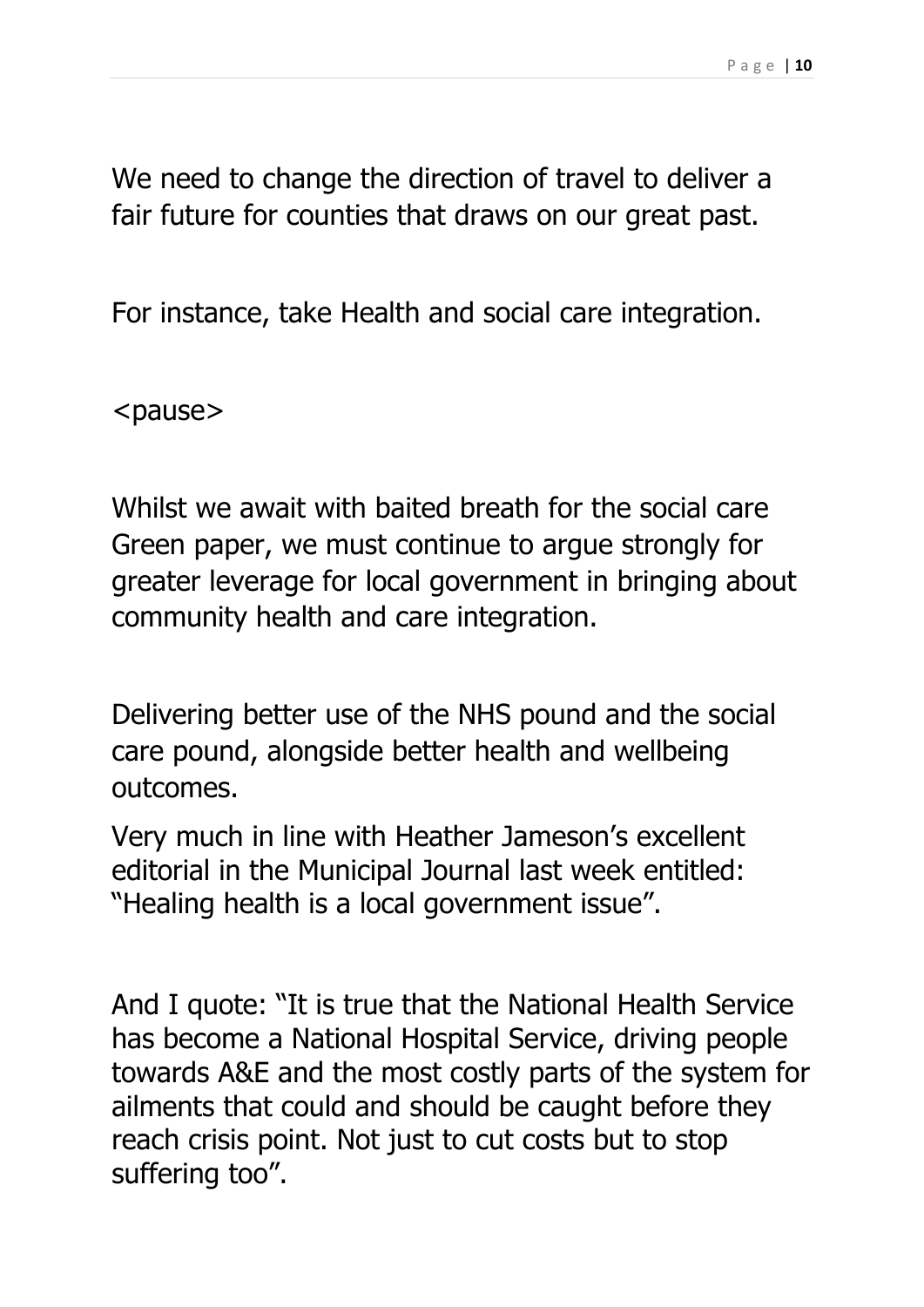We need to change the direction of travel to deliver a fair future for counties that draws on our great past.

For instance, take Health and social care integration.

<pause>

Whilst we await with baited breath for the social care Green paper, we must continue to argue strongly for greater leverage for local government in bringing about community health and care integration.

Delivering better use of the NHS pound and the social care pound, alongside better health and wellbeing outcomes.

Very much in line with Heather Jameson's excellent editorial in the Municipal Journal last week entitled: "Healing health is a local government issue".

And I quote: "It is true that the National Health Service has become a National Hospital Service, driving people towards A&E and the most costly parts of the system for ailments that could and should be caught before they reach crisis point. Not just to cut costs but to stop suffering too".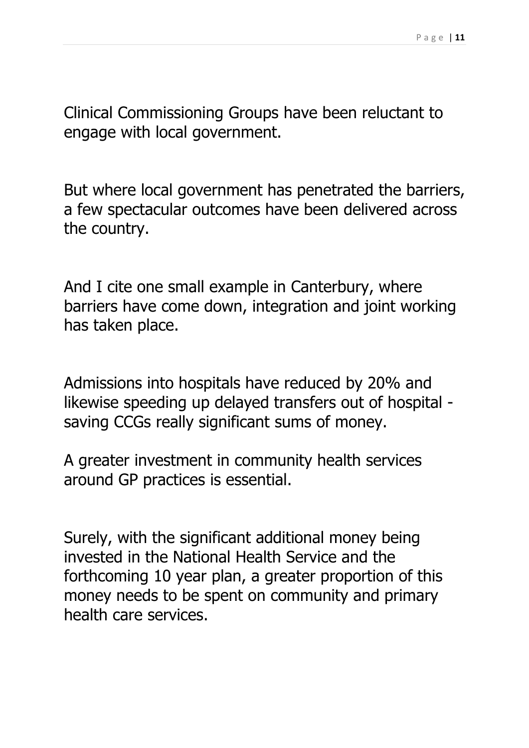Clinical Commissioning Groups have been reluctant to engage with local government.

But where local government has penetrated the barriers, a few spectacular outcomes have been delivered across the country.

And I cite one small example in Canterbury, where barriers have come down, integration and joint working has taken place.

Admissions into hospitals have reduced by 20% and likewise speeding up delayed transfers out of hospital - saving CCGs really significant sums of money.

A greater investment in community health services around GP practices is essential.

Surely, with the significant additional money being invested in the National Health Service and the forthcoming 10 year plan, a greater proportion of this money needs to be spent on community and primary health care services.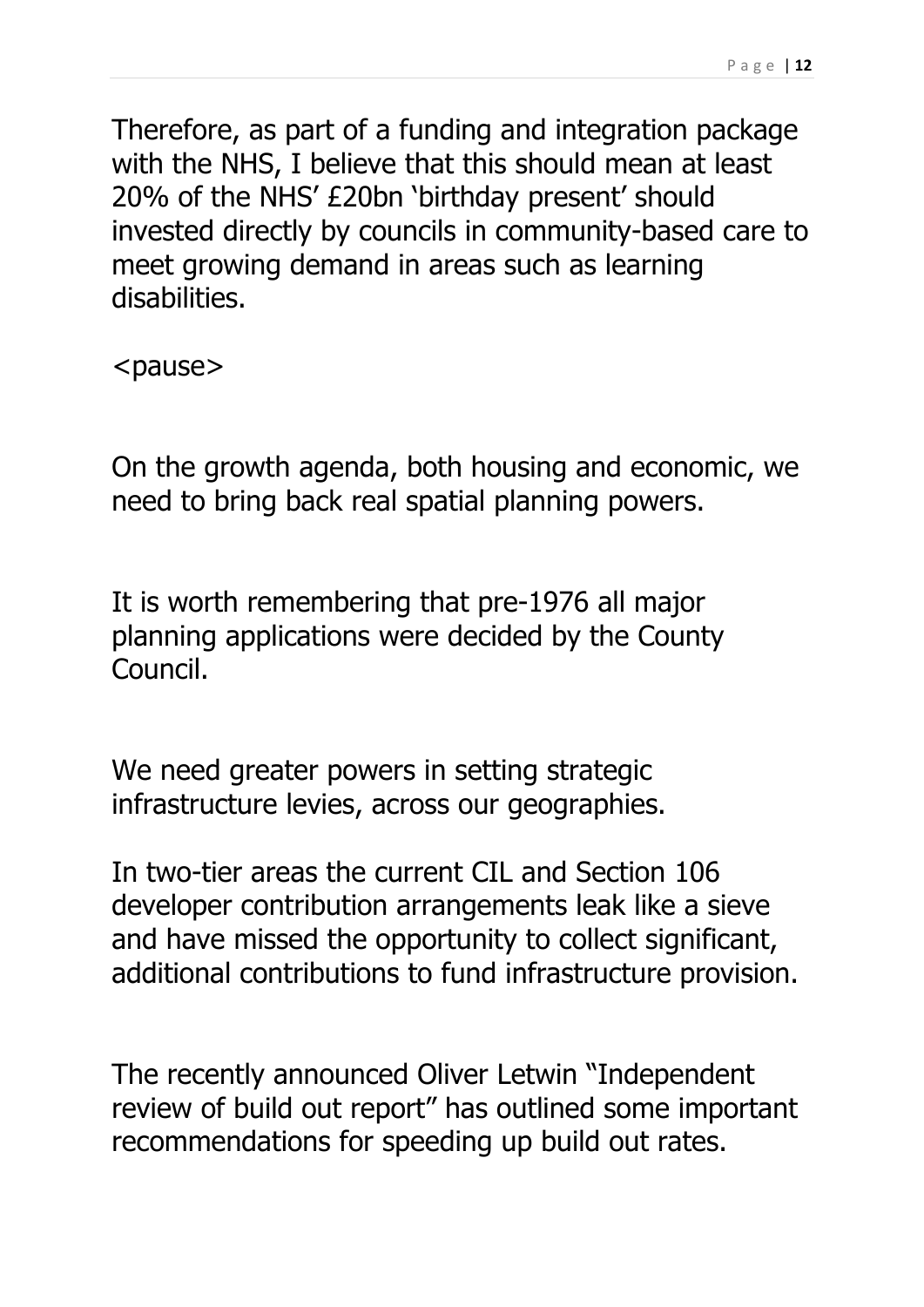Therefore, as part of a funding and integration package with the NHS, I believe that this should mean at least 20% of the NHS' £20bn 'birthday present' should invested directly by councils in community-based care to meet growing demand in areas such as learning disabilities.

<pause>

On the growth agenda, both housing and economic, we need to bring back real spatial planning powers.

It is worth remembering that pre-1976 all major planning applications were decided by the County Council.

We need greater powers in setting strategic infrastructure levies, across our geographies.

In two-tier areas the current CIL and Section 106 developer contribution arrangements leak like a sieve and have missed the opportunity to collect significant, additional contributions to fund infrastructure provision.

The recently announced Oliver Letwin "Independent review of build out report" has outlined some important recommendations for speeding up build out rates.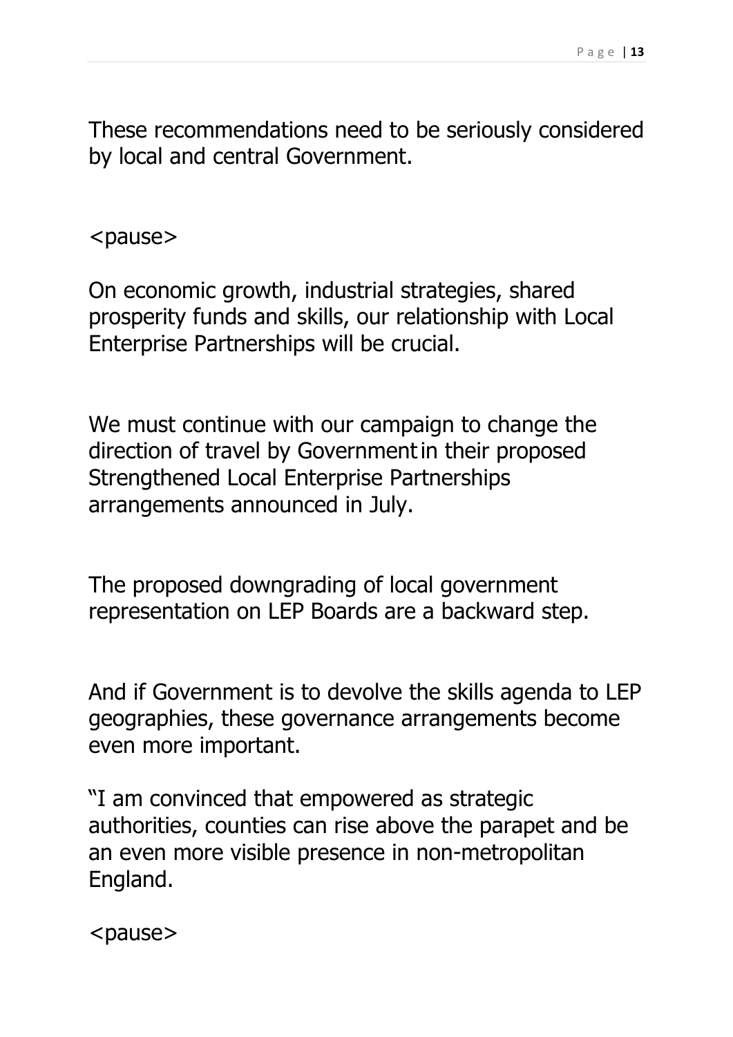These recommendations need to be seriously considered by local and central Government.

<pause>

On economic growth, industrial strategies, shared prosperity funds and skills, our relationship with Local Enterprise Partnerships will be crucial.

We must continue with our campaign to change the direction of travel by Government in their proposed Strengthened Local Enterprise Partnerships arrangements announced in July.

The proposed downgrading of local government representation on LEP Boards are a backward step.

And if Government is to devolve the skills agenda to LEP geographies, these governance arrangements become even more important.

"I am convinced that empowered as strategic authorities, counties can rise above the parapet and be an even more visible presence in non-metropolitan England.

<pause>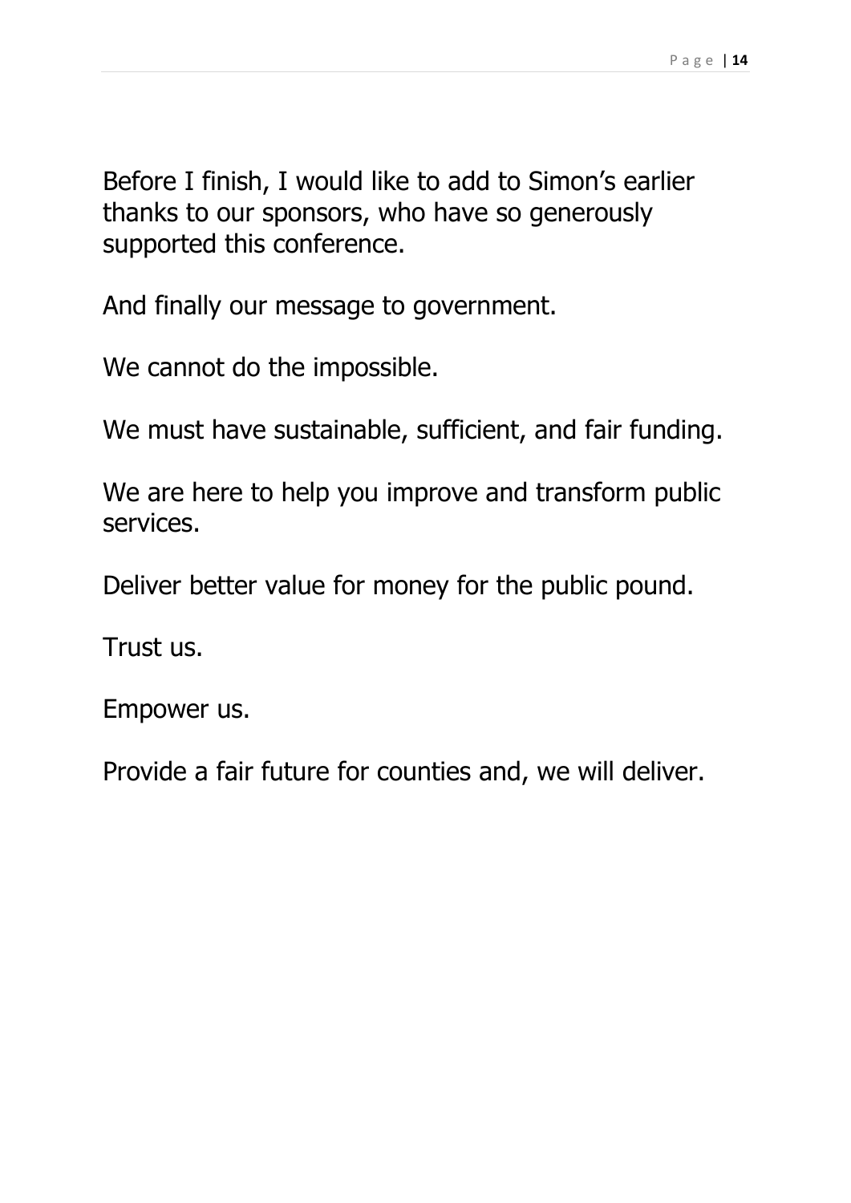Before I finish, I would like to add to Simon's earlier thanks to our sponsors, who have so generously supported this conference.

And finally our message to government.

We cannot do the impossible.

We must have sustainable, sufficient, and fair funding.

We are here to help you improve and transform public services.

Deliver better value for money for the public pound.

Trust us.

Empower us.

Provide a fair future for counties and, we will deliver.